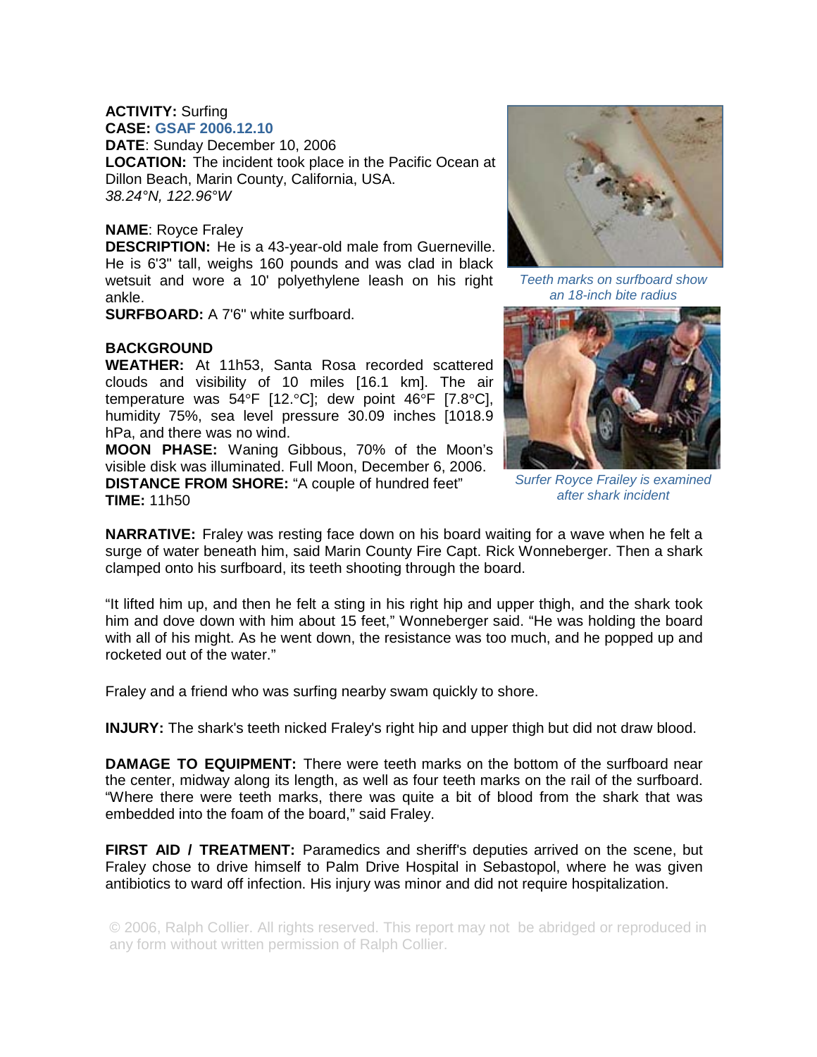**ACTIVITY:** Surfing
**CASE:** GSAF 2006.12.10
**DATE**: Sunday December 10, 2006
**LOCATION:** The incident took place in the Pacific Ocean at Dillon Beach, Marin County, California, USA.
*38.24°N, 122.96°W*

**NAME**: Royce Fraley
**DESCRIPTION:** He is a 43-year-old male from Guerneville. He is 6'3" tall, weighs 160 pounds and was clad in black wetsuit and wore a 10' polyethylene leash on his right ankle.
**SURFBOARD:** A 7'6" white surfboard.

*Teeth marks on surfboard show an 18-inch bite radius*

**BACKGROUND**
**WEATHER:** At 11h53, Santa Rosa recorded scattered clouds and visibility of 10 miles [16.1 km]. The air temperature was 54°F [12.°C]; dew point 46°F [7.8°C], humidity 75%, sea level pressure 30.09 inches [1018.9 hPa, and there was no wind.
**MOON PHASE:** Waning Gibbous, 70% of the Moon's visible disk was illuminated. Full Moon, December 6, 2006.
**DISTANCE FROM SHORE:** "A couple of hundred feet"
**TIME:** 11h50

*Surfer Royce Fraley is examined after shark incident*

**NARRATIVE:** Fraley was resting face down on his board waiting for a wave when he felt a surge of water beneath him, said Marin County Fire Capt. Rick Wonneberger. Then a shark clamped onto his surfboard, its teeth shooting through the board.

"It lifted him up, and then he felt a sting in his right hip and upper thigh, and the shark took him and dove down with him about 15 feet," Wonneberger said. "He was holding the board with all of his might. As he went down, the resistance was too much, and he popped up and rocketed out of the water."

Fraley and a friend who was surfing nearby swam quickly to shore.

**INJURY:** The shark's teeth nicked Fraley's right hip and upper thigh but did not draw blood.

**DAMAGE TO EQUIPMENT:** There were teeth marks on the bottom of the surfboard near the center, midway along its length, as well as four teeth marks on the rail of the surfboard. "Where there were teeth marks, there was quite a bit of blood from the shark that was embedded into the foam of the board," said Fraley.

**FIRST AID / TREATMENT:** Paramedics and sheriff's deputies arrived on the scene, but Fraley chose to drive himself to Palm Drive Hospital in Sebastopol, where he was given antibiotics to ward off infection. His injury was minor and did not require hospitalization.

© 2006, Ralph Collier. All rights reserved. This report may not be abridged or reproduced in any form without written permission of Ralph Collier.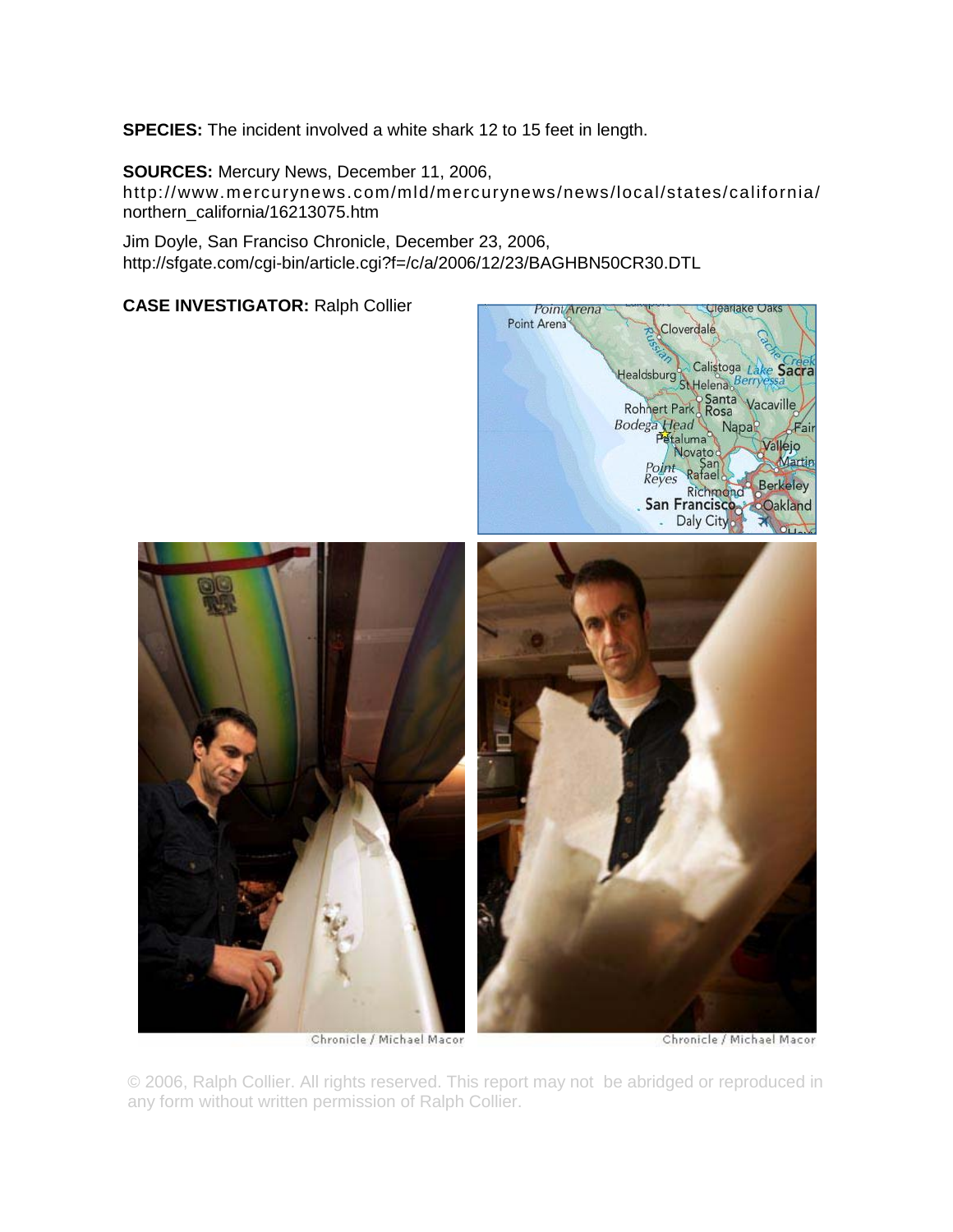**SPECIES:** The incident involved a white shark 12 to 15 feet in length.

**SOURCES:** Mercury News, December 11, 2006, http://www.mercurynews.com/mld/mercurynews/news/local/states/california/northern_california/16213075.htm

Jim Doyle, San Franciso Chronicle, December 23, 2006, http://sfgate.com/cgi-bin/article.cgi?f=/c/a/2006/12/23/BAGHBN50CR30.DTL

**CASE INVESTIGATOR:** Ralph Collier

Chronicle / Michael Macor

Chronicle / Michael Macor

© 2006, Ralph Collier. All rights reserved. This report may not be abridged or reproduced in any form without written permission of Ralph Collier.